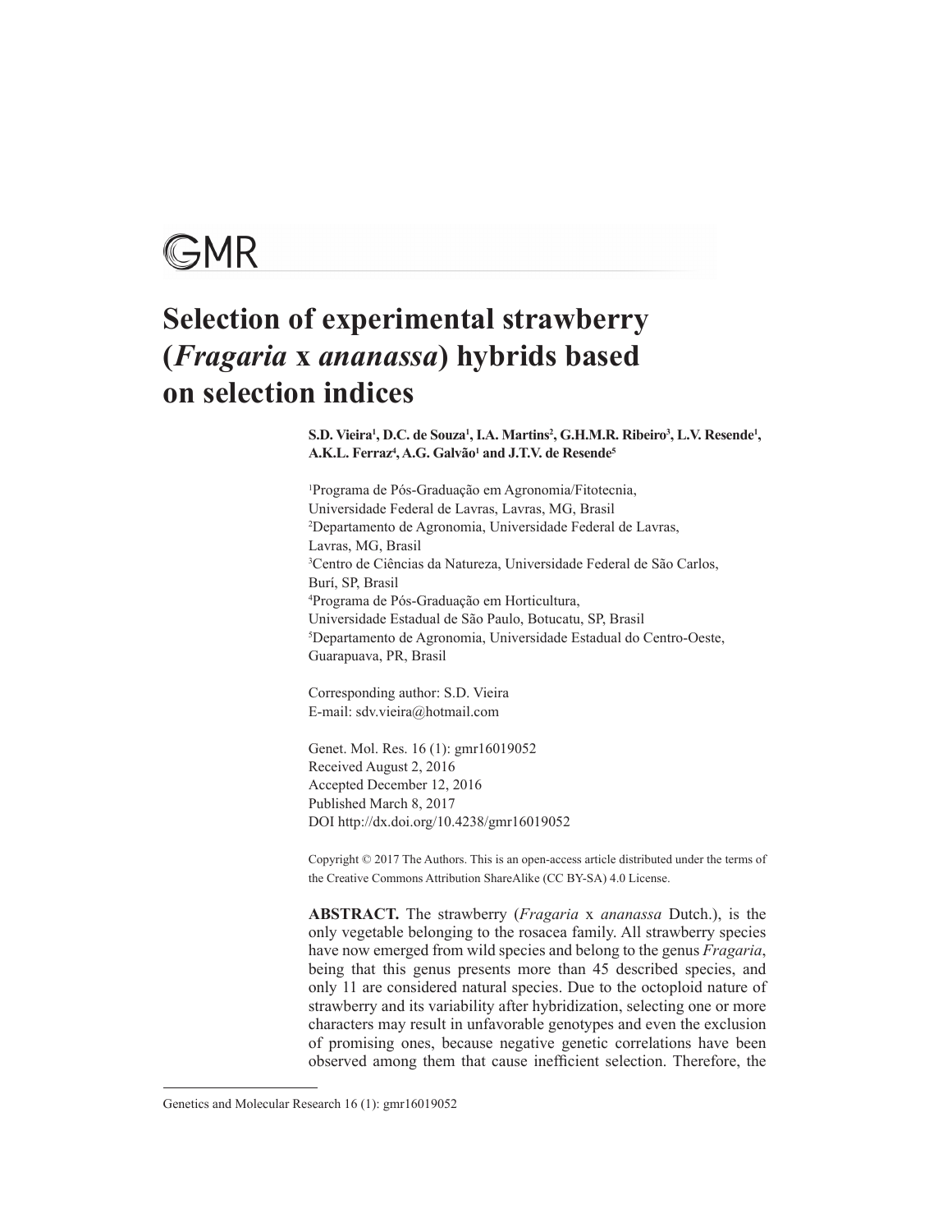GMR

# Selection of experimental strawberry (*Fragaria* x *ananassa*) hybrids based on selection indices

**S.D. Vieira[1], D.C. de Souza[1], I.A. Martins[2], G.H.M.R. Ribeiro[3], L.V. Resende[1], A.K.L. Ferraz[4], A.G. Galvão[1] and J.T.V. de Resende[5]**

[1]Programa de Pós-Graduação em Agronomia/Fitotecnia, Universidade Federal de Lavras, Lavras, MG, Brasil
[2]Departamento de Agronomia, Universidade Federal de Lavras, Lavras, MG, Brasil
[3]Centro de Ciências da Natureza, Universidade Federal de São Carlos, Burí, SP, Brasil
[4]Programa de Pós-Graduação em Horticultura, Universidade Estadual de São Paulo, Botucatu, SP, Brasil
[5]Departamento de Agronomia, Universidade Estadual do Centro-Oeste, Guarapuava, PR, Brasil

Corresponding author: S.D. Vieira
E-mail: sdv.vieira@hotmail.com

Genet. Mol. Res. 16 (1): gmr16019052
Received August 2, 2016
Accepted December 12, 2016
Published March 8, 2017
DOI http://dx.doi.org/10.4238/gmr16019052

Copyright © 2017 The Authors. This is an open-access article distributed under the terms of the Creative Commons Attribution ShareAlike (CC BY-SA) 4.0 License.

**ABSTRACT.** The strawberry (*Fragaria* x *ananassa* Dutch.), is the only vegetable belonging to the rosacea family. All strawberry species have now emerged from wild species and belong to the genus *Fragaria*, being that this genus presents more than 45 described species, and only 11 are considered natural species. Due to the octoploid nature of strawberry and its variability after hybridization, selecting one or more characters may result in unfavorable genotypes and even the exclusion of promising ones, because negative genetic correlations have been observed among them that cause inefficient selection. Therefore, the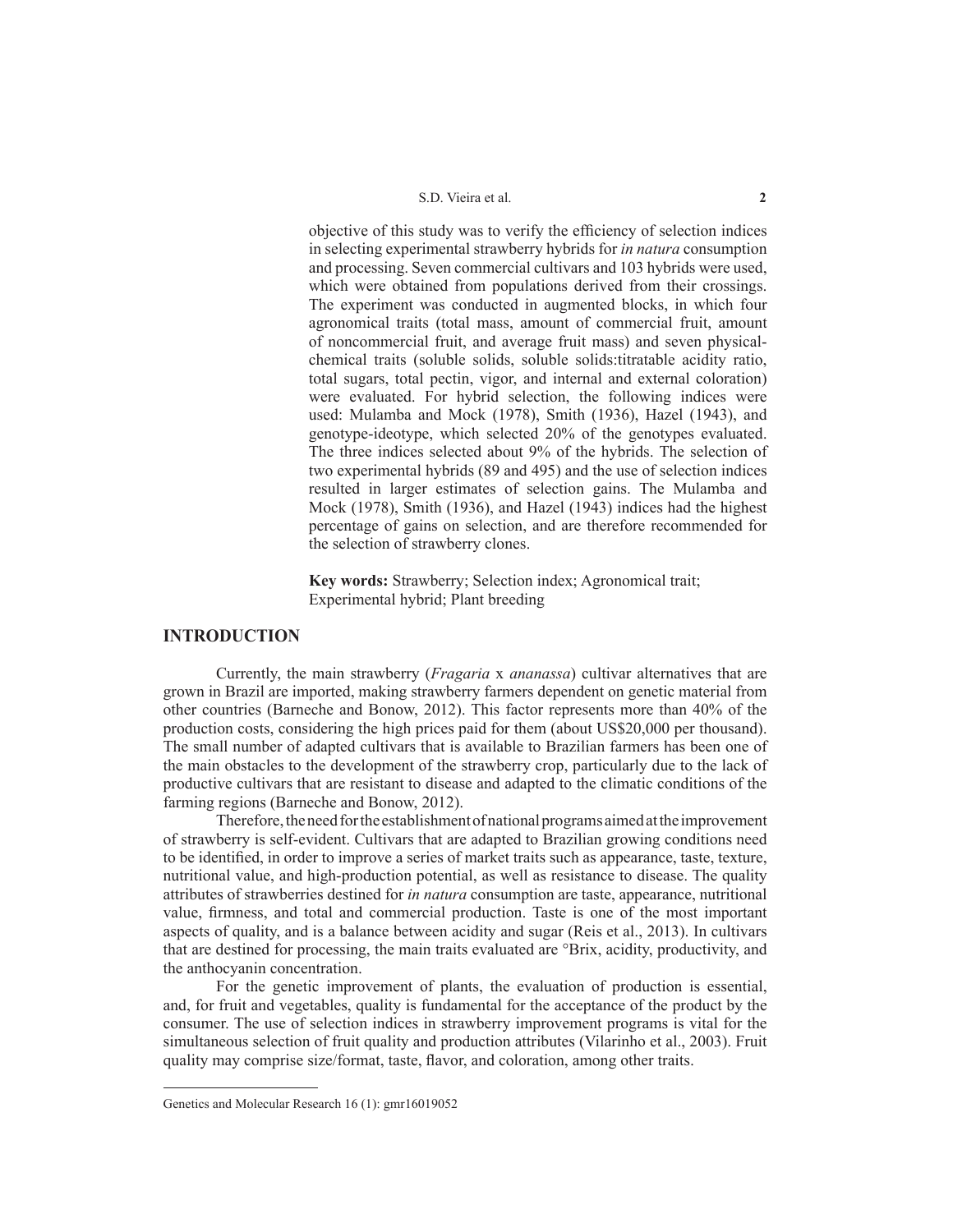objective of this study was to verify the efficiency of selection indices in selecting experimental strawberry hybrids for *in natura* consumption and processing. Seven commercial cultivars and 103 hybrids were used, which were obtained from populations derived from their crossings. The experiment was conducted in augmented blocks, in which four agronomical traits (total mass, amount of commercial fruit, amount of noncommercial fruit, and average fruit mass) and seven physical-chemical traits (soluble solids, soluble solids:titratable acidity ratio, total sugars, total pectin, vigor, and internal and external coloration) were evaluated. For hybrid selection, the following indices were used: Mulamba and Mock (1978), Smith (1936), Hazel (1943), and genotype-ideotype, which selected 20% of the genotypes evaluated. The three indices selected about 9% of the hybrids. The selection of two experimental hybrids (89 and 495) and the use of selection indices resulted in larger estimates of selection gains. The Mulamba and Mock (1978), Smith (1936), and Hazel (1943) indices had the highest percentage of gains on selection, and are therefore recommended for the selection of strawberry clones.

**Key words:** Strawberry; Selection index; Agronomical trait; Experimental hybrid; Plant breeding

## INTRODUCTION

Currently, the main strawberry (*Fragaria* x *ananassa*) cultivar alternatives that are grown in Brazil are imported, making strawberry farmers dependent on genetic material from other countries (Barneche and Bonow, 2012). This factor represents more than 40% of the production costs, considering the high prices paid for them (about US$20,000 per thousand). The small number of adapted cultivars that is available to Brazilian farmers has been one of the main obstacles to the development of the strawberry crop, particularly due to the lack of productive cultivars that are resistant to disease and adapted to the climatic conditions of the farming regions (Barneche and Bonow, 2012).

Therefore, the need for the establishment of national programs aimed at the improvement of strawberry is self-evident. Cultivars that are adapted to Brazilian growing conditions need to be identified, in order to improve a series of market traits such as appearance, taste, texture, nutritional value, and high-production potential, as well as resistance to disease. The quality attributes of strawberries destined for *in natura* consumption are taste, appearance, nutritional value, firmness, and total and commercial production. Taste is one of the most important aspects of quality, and is a balance between acidity and sugar (Reis et al., 2013). In cultivars that are destined for processing, the main traits evaluated are °Brix, acidity, productivity, and the anthocyanin concentration.

For the genetic improvement of plants, the evaluation of production is essential, and, for fruit and vegetables, quality is fundamental for the acceptance of the product by the consumer. The use of selection indices in strawberry improvement programs is vital for the simultaneous selection of fruit quality and production attributes (Vilarinho et al., 2003). Fruit quality may comprise size/format, taste, flavor, and coloration, among other traits.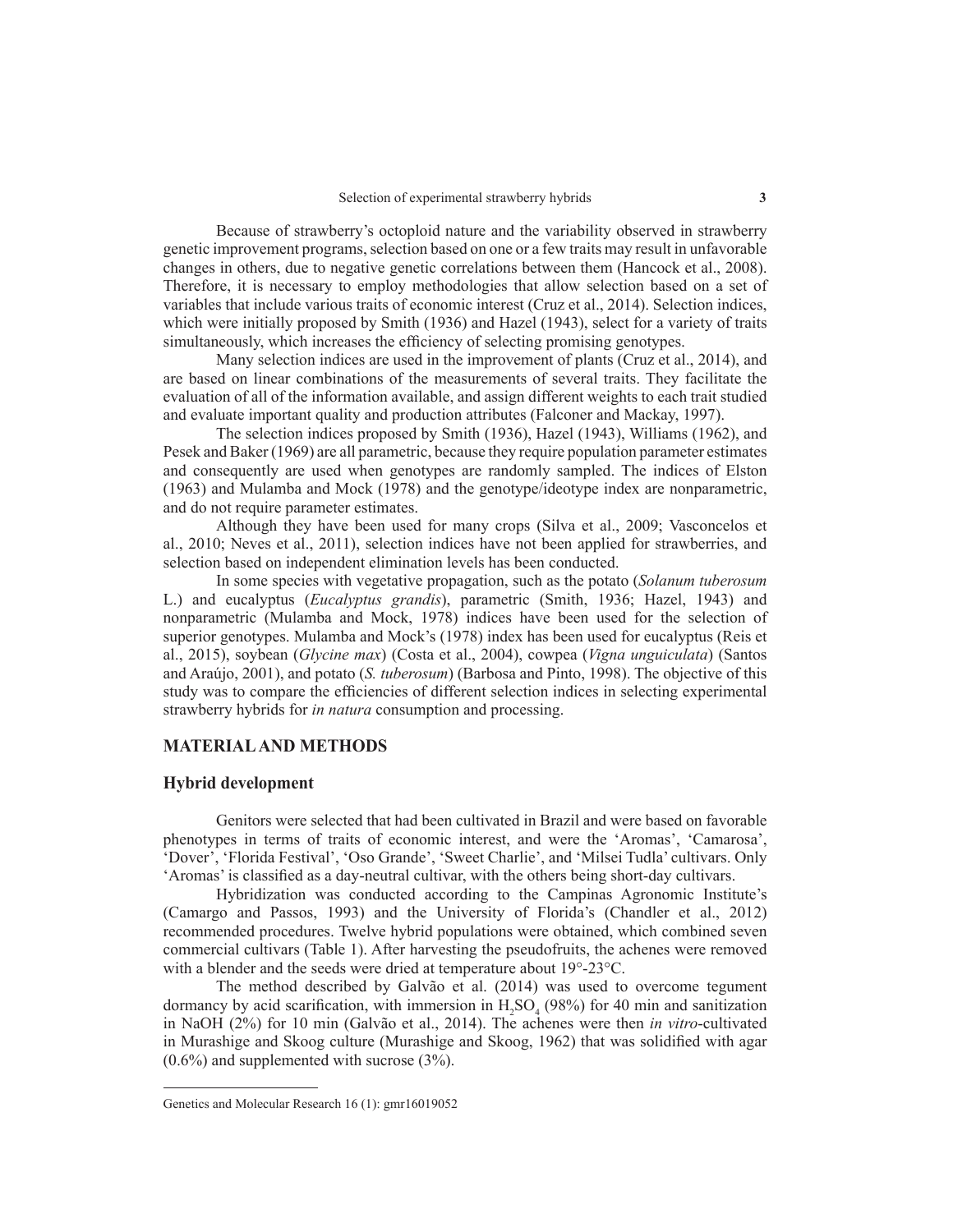Because of strawberry's octoploid nature and the variability observed in strawberry genetic improvement programs, selection based on one or a few traits may result in unfavorable changes in others, due to negative genetic correlations between them (Hancock et al., 2008). Therefore, it is necessary to employ methodologies that allow selection based on a set of variables that include various traits of economic interest (Cruz et al., 2014). Selection indices, which were initially proposed by Smith (1936) and Hazel (1943), select for a variety of traits simultaneously, which increases the efficiency of selecting promising genotypes.

Many selection indices are used in the improvement of plants (Cruz et al., 2014), and are based on linear combinations of the measurements of several traits. They facilitate the evaluation of all of the information available, and assign different weights to each trait studied and evaluate important quality and production attributes (Falconer and Mackay, 1997).

The selection indices proposed by Smith (1936), Hazel (1943), Williams (1962), and Pesek and Baker (1969) are all parametric, because they require population parameter estimates and consequently are used when genotypes are randomly sampled. The indices of Elston (1963) and Mulamba and Mock (1978) and the genotype/ideotype index are nonparametric, and do not require parameter estimates.

Although they have been used for many crops (Silva et al., 2009; Vasconcelos et al., 2010; Neves et al., 2011), selection indices have not been applied for strawberries, and selection based on independent elimination levels has been conducted.

In some species with vegetative propagation, such as the potato (*Solanum tuberosum* L.) and eucalyptus (*Eucalyptus grandis*), parametric (Smith, 1936; Hazel, 1943) and nonparametric (Mulamba and Mock, 1978) indices have been used for the selection of superior genotypes. Mulamba and Mock's (1978) index has been used for eucalyptus (Reis et al., 2015), soybean (*Glycine max*) (Costa et al., 2004), cowpea (*Vigna unguiculata*) (Santos and Araújo, 2001), and potato (*S. tuberosum*) (Barbosa and Pinto, 1998). The objective of this study was to compare the efficiencies of different selection indices in selecting experimental strawberry hybrids for *in natura* consumption and processing.

## MATERIAL AND METHODS

### Hybrid development

Genitors were selected that had been cultivated in Brazil and were based on favorable phenotypes in terms of traits of economic interest, and were the 'Aromas', 'Camarosa', 'Dover', 'Florida Festival', 'Oso Grande', 'Sweet Charlie', and 'Milsei Tudla' cultivars. Only 'Aromas' is classified as a day-neutral cultivar, with the others being short-day cultivars.

Hybridization was conducted according to the Campinas Agronomic Institute's (Camargo and Passos, 1993) and the University of Florida's (Chandler et al., 2012) recommended procedures. Twelve hybrid populations were obtained, which combined seven commercial cultivars (Table 1). After harvesting the pseudofruits, the achenes were removed with a blender and the seeds were dried at temperature about 19°-23°C.

The method described by Galvão et al. (2014) was used to overcome tegument dormancy by acid scarification, with immersion in $H_2SO_4$ (98%) for 40 min and sanitization in NaOH (2%) for 10 min (Galvão et al., 2014). The achenes were then *in vitro*-cultivated in Murashige and Skoog culture (Murashige and Skoog, 1962) that was solidified with agar (0.6%) and supplemented with sucrose (3%).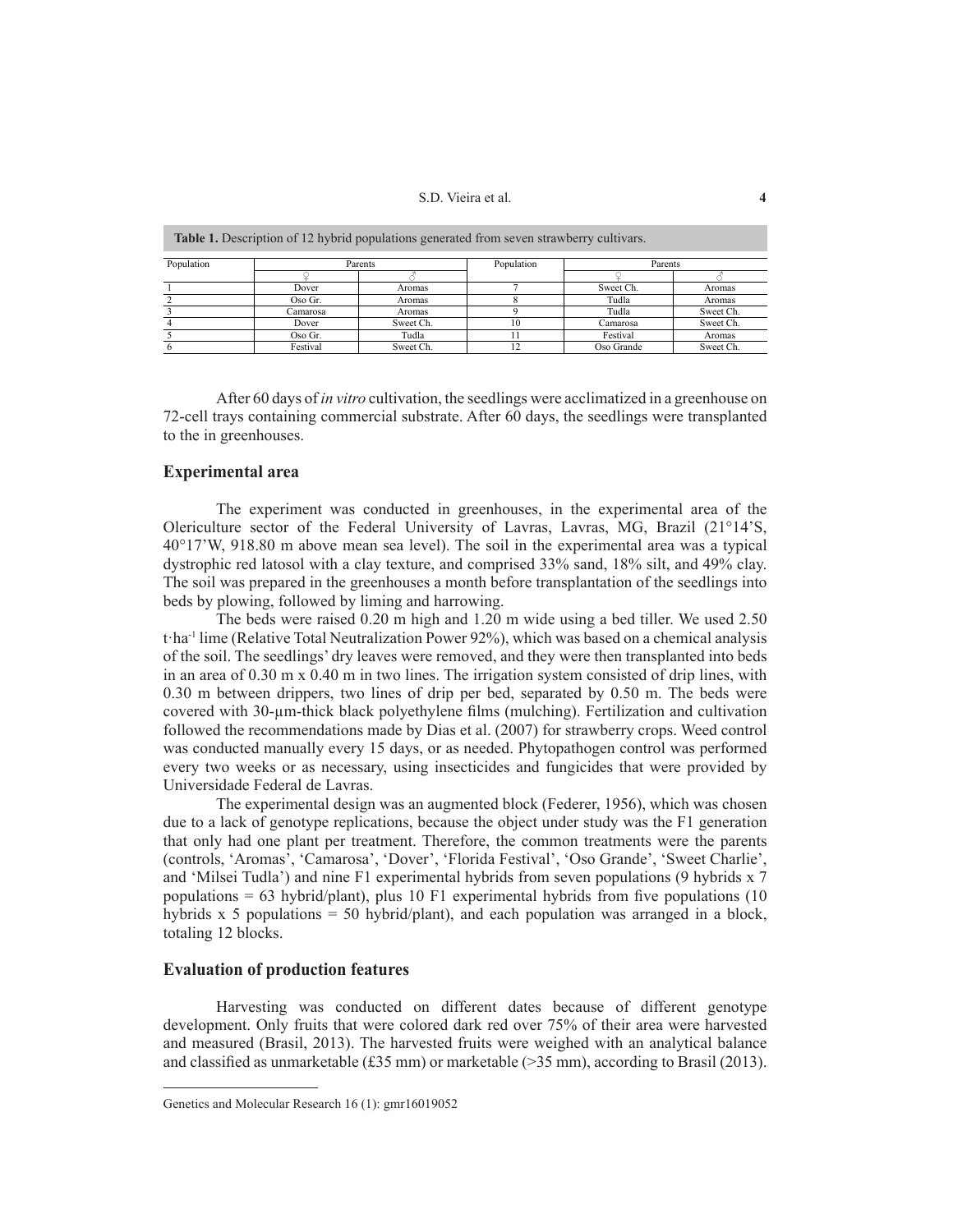**Table 1.** Description of 12 hybrid populations generated from seven strawberry cultivars.

| Population | Parents | | Population | Parents | |
|---|---|---|---|---|---|
| | ♀ | ♂ | | ♀ | ♂ |
| 1 | Dover | Aromas | 7 | Sweet Ch. | Aromas |
| 2 | Oso Gr. | Aromas | 8 | Tudla | Aromas |
| 3 | Camarosa | Aromas | 9 | Tudla | Sweet Ch. |
| 4 | Dover | Sweet Ch. | 10 | Camarosa | Sweet Ch. |
| 5 | Oso Gr. | Tudla | 11 | Festival | Aromas |
| 6 | Festival | Sweet Ch. | 12 | Oso Grande | Sweet Ch. |

After 60 days of *in vitro* cultivation, the seedlings were acclimatized in a greenhouse on 72-cell trays containing commercial substrate. After 60 days, the seedlings were transplanted to the in greenhouses.

## Experimental area

The experiment was conducted in greenhouses, in the experimental area of the Olericulture sector of the Federal University of Lavras, Lavras, MG, Brazil (21°14'S, 40°17'W, 918.80 m above mean sea level). The soil in the experimental area was a typical dystrophic red latosol with a clay texture, and comprised 33% sand, 18% silt, and 49% clay. The soil was prepared in the greenhouses a month before transplantation of the seedlings into beds by plowing, followed by liming and harrowing.

The beds were raised 0.20 m high and 1.20 m wide using a bed tiller. We used 2.50 $t \cdot ha^{-1}$ lime (Relative Total Neutralization Power 92%), which was based on a chemical analysis of the soil. The seedlings' dry leaves were removed, and they were then transplanted into beds in an area of 0.30 m x 0.40 m in two lines. The irrigation system consisted of drip lines, with 0.30 m between drippers, two lines of drip per bed, separated by 0.50 m. The beds were covered with 30-μm-thick black polyethylene films (mulching). Fertilization and cultivation followed the recommendations made by Dias et al. (2007) for strawberry crops. Weed control was conducted manually every 15 days, or as needed. Phytopathogen control was performed every two weeks or as necessary, using insecticides and fungicides that were provided by Universidade Federal de Lavras.

The experimental design was an augmented block (Federer, 1956), which was chosen due to a lack of genotype replications, because the object under study was the F1 generation that only had one plant per treatment. Therefore, the common treatments were the parents (controls, 'Aromas', 'Camarosa', 'Dover', 'Florida Festival', 'Oso Grande', 'Sweet Charlie', and 'Milsei Tudla') and nine F1 experimental hybrids from seven populations (9 hybrids x 7 populations = 63 hybrid/plant), plus 10 F1 experimental hybrids from five populations (10 hybrids x 5 populations = 50 hybrid/plant), and each population was arranged in a block, totaling 12 blocks.

## Evaluation of production features

Harvesting was conducted on different dates because of different genotype development. Only fruits that were colored dark red over 75% of their area were harvested and measured (Brasil, 2013). The harvested fruits were weighed with an analytical balance and classified as unmarketable (£35 mm) or marketable (>35 mm), according to Brasil (2013).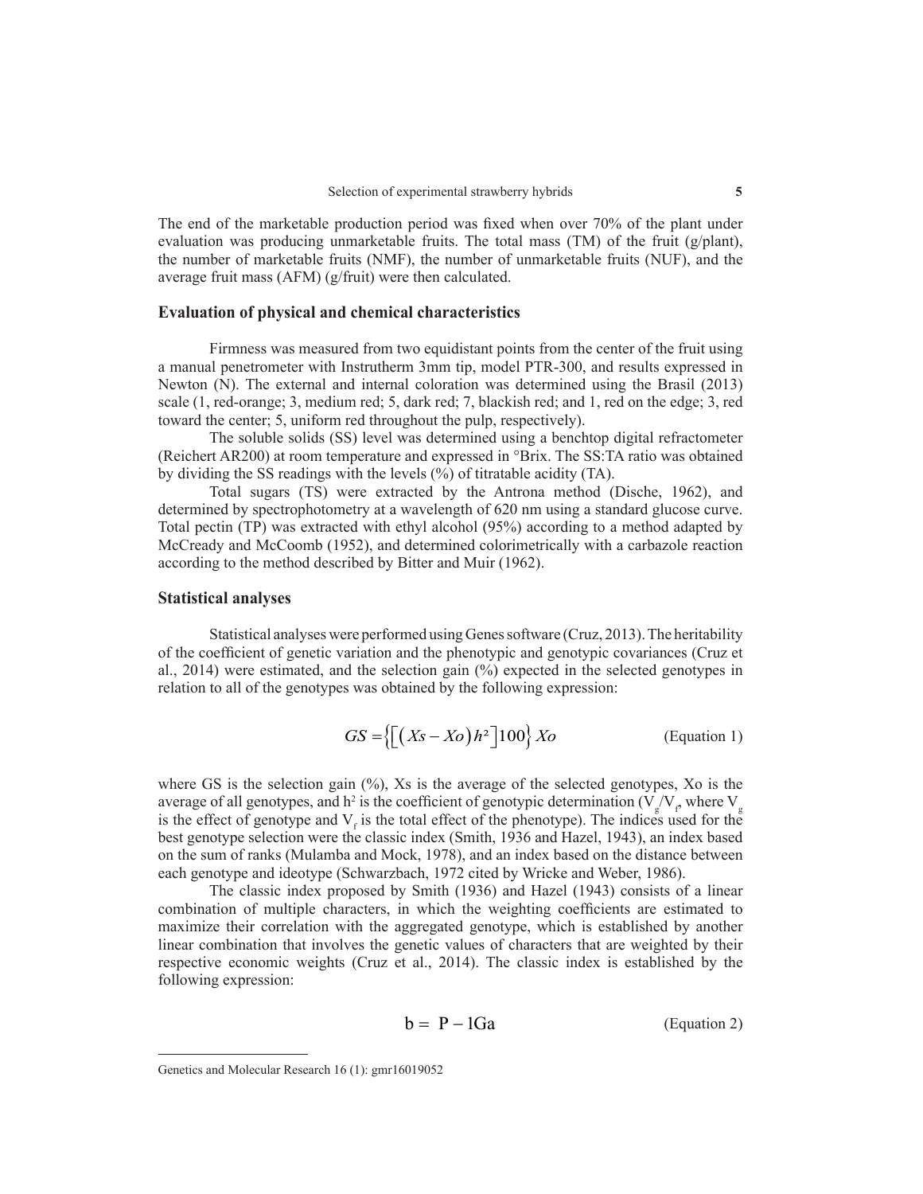The end of the marketable production period was fixed when over 70% of the plant under evaluation was producing unmarketable fruits. The total mass (TM) of the fruit (g/plant), the number of marketable fruits (NMF), the number of unmarketable fruits (NUF), and the average fruit mass (AFM) (g/fruit) were then calculated.

### Evaluation of physical and chemical characteristics

Firmness was measured from two equidistant points from the center of the fruit using a manual penetrometer with Instrutherm 3mm tip, model PTR-300, and results expressed in Newton (N). The external and internal coloration was determined using the Brasil (2013) scale (1, red-orange; 3, medium red; 5, dark red; 7, blackish red; and 1, red on the edge; 3, red toward the center; 5, uniform red throughout the pulp, respectively).

The soluble solids (SS) level was determined using a benchtop digital refractometer (Reichert AR200) at room temperature and expressed in °Brix. The SS:TA ratio was obtained by dividing the SS readings with the levels (%) of titratable acidity (TA).

Total sugars (TS) were extracted by the Antrona method (Dische, 1962), and determined by spectrophotometry at a wavelength of 620 nm using a standard glucose curve. Total pectin (TP) was extracted with ethyl alcohol (95%) according to a method adapted by McCready and McCoomb (1952), and determined colorimetrically with a carbazole reaction according to the method described by Bitter and Muir (1962).

### Statistical analyses

Statistical analyses were performed using Genes software (Cruz, 2013). The heritability of the coefficient of genetic variation and the phenotypic and genotypic covariances (Cruz et al., 2014) were estimated, and the selection gain (%) expected in the selected genotypes in relation to all of the genotypes was obtained by the following expression:

$$GS = \left\{ \left[ \left( Xs - Xo \right) h^2 \right] 100 \right\} Xo \qquad \text{(Equation 1)}$$

where GS is the selection gain (%), Xs is the average of the selected genotypes, Xo is the average of all genotypes, and $h^2$ is the coefficient of genotypic determination ($V_g/V_f$, where $V_g$ is the effect of genotype and $V_f$ is the total effect of the phenotype). The indices used for the best genotype selection were the classic index (Smith, 1936 and Hazel, 1943), an index based on the sum of ranks (Mulamba and Mock, 1978), and an index based on the distance between each genotype and ideotype (Schwarzbach, 1972 cited by Wricke and Weber, 1986).

The classic index proposed by Smith (1936) and Hazel (1943) consists of a linear combination of multiple characters, in which the weighting coefficients are estimated to maximize their correlation with the aggregated genotype, which is established by another linear combination that involves the genetic values of characters that are weighted by their respective economic weights (Cruz et al., 2014). The classic index is established by the following expression:

$$b = P - 1Ga \qquad \text{(Equation 2)}$$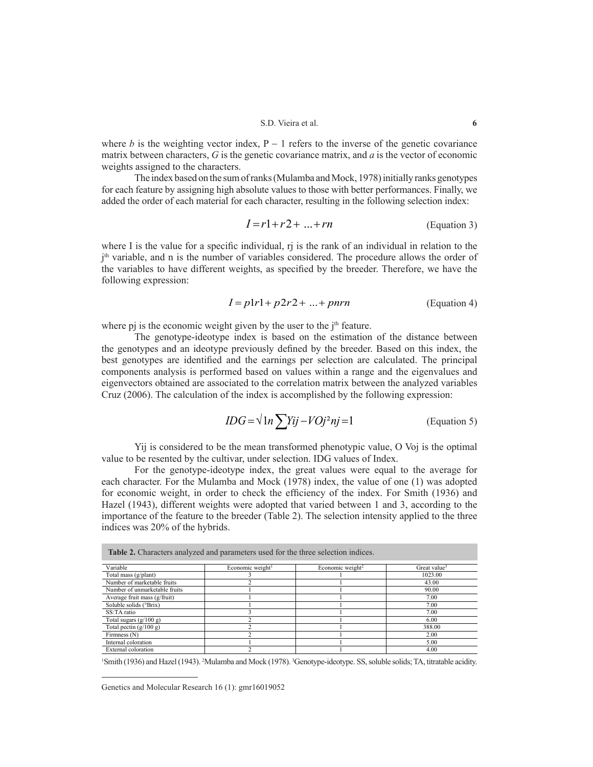where $b$ is the weighting vector index, P – 1 refers to the inverse of the genetic covariance matrix between characters, $G$ is the genetic covariance matrix, and $a$ is the vector of economic weights assigned to the characters.

The index based on the sum of ranks (Mulamba and Mock, 1978) initially ranks genotypes for each feature by assigning high absolute values to those with better performances. Finally, we added the order of each material for each character, resulting in the following selection index:

$$I = r1 + r2 + \ldots + rn \quad \text{(Equation 3)}$$

where I is the value for a specific individual, rj is the rank of an individual in relation to the j[th] variable, and n is the number of variables considered. The procedure allows the order of the variables to have different weights, as specified by the breeder. Therefore, we have the following expression:

$$I = p1r1 + p2r2 + \ldots + pnrn \quad \text{(Equation 4)}$$

where pj is the economic weight given by the user to the j[th] feature.

The genotype-ideotype index is based on the estimation of the distance between the genotypes and an ideotype previously defined by the breeder. Based on this index, the best genotypes are identified and the earnings per selection are calculated. The principal components analysis is performed based on values within a range and the eigenvalues and eigenvectors obtained are associated to the correlation matrix between the analyzed variables Cruz (2006). The calculation of the index is accomplished by the following expression:

$$IDG = \sqrt{1n \sum Yij - VOj^2 nj = 1} \quad \text{(Equation 5)}$$

Yij is considered to be the mean transformed phenotypic value, O Voj is the optimal value to be resented by the cultivar, under selection. IDG values of Index.

For the genotype-ideotype index, the great values were equal to the average for each character. For the Mulamba and Mock (1978) index, the value of one (1) was adopted for economic weight, in order to check the efficiency of the index. For Smith (1936) and Hazel (1943), different weights were adopted that varied between 1 and 3, according to the importance of the feature to the breeder (Table 2). The selection intensity applied to the three indices was 20% of the hybrids.

**Table 2.** Characters analyzed and parameters used for the three selection indices.

| Variable | Economic weight[1] | Economic weight[2] | Great value[3] |
|---|---|---|---|
| Total mass (g/plant) | 3 | 1 | 1023.00 |
| Number of marketable fruits | 2 | 1 | 43.00 |
| Number of unmarketable fruits | 1 | 1 | 90.00 |
| Average fruit mass (g/fruit) | 1 | 1 | 7.00 |
| Soluble solids (°Brix) | 1 | 1 | 7.00 |
| SS:TA ratio | 3 | 1 | 7.00 |
| Total sugars (g/100 g) | 2 | 1 | 6.00 |
| Total pectin (g/100 g) | 2 | 1 | 388.00 |
| Firmness (N) | 2 | 1 | 2.00 |
| Internal coloration | 1 | 1 | 5.00 |
| External coloration | 2 | 1 | 4.00 |

[1]Smith (1936) and Hazel (1943). [2]Mulamba and Mock (1978). [3]Genotype-ideotype. SS, soluble solids; TA, titratable acidity.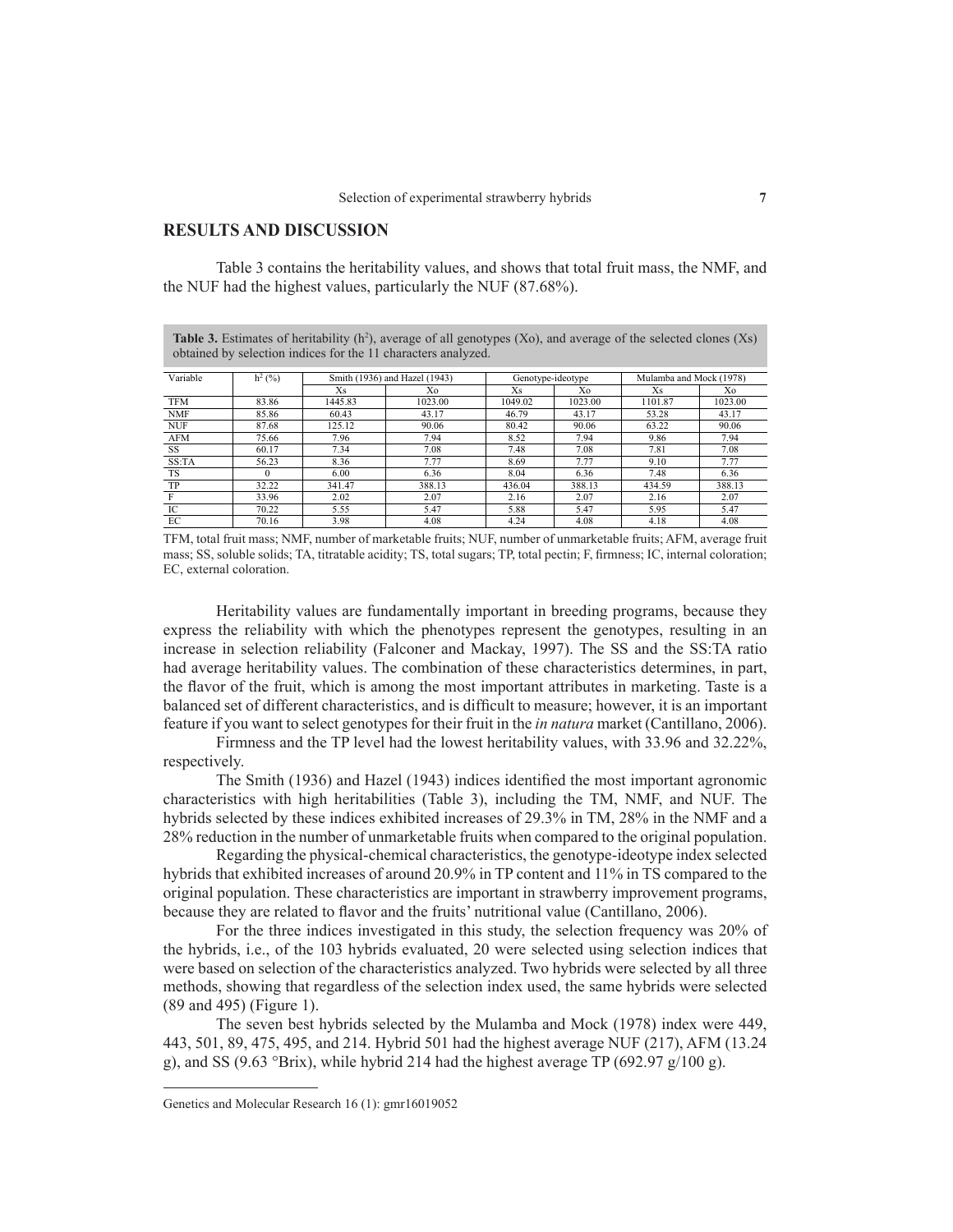## RESULTS AND DISCUSSION

Table 3 contains the heritability values, and shows that total fruit mass, the NMF, and the NUF had the highest values, particularly the NUF (87.68%).

**Table 3.** Estimates of heritability ($h^2$), average of all genotypes (Xo), and average of the selected clones (Xs) obtained by selection indices for the 11 characters analyzed.

| Variable | $h^2$ (%) | Smith (1936) and Hazel (1943) | | Genotype-ideotype | | Mulamba and Mock (1978) | |
|---|---|---|---|---|---|---|---|
| | | Xs | Xo | Xs | Xo | Xs | Xo |
| TFM | 83.86 | 1445.83 | 1023.00 | 1049.02 | 1023.00 | 1101.87 | 1023.00 |
| NMF | 85.86 | 60.43 | 43.17 | 46.79 | 43.17 | 53.28 | 43.17 |
| NUF | 87.68 | 125.12 | 90.06 | 80.42 | 90.06 | 63.22 | 90.06 |
| AFM | 75.66 | 7.96 | 7.94 | 8.52 | 7.94 | 9.86 | 7.94 |
| SS | 60.17 | 7.34 | 7.08 | 7.48 | 7.08 | 7.81 | 7.08 |
| SS:TA | 56.23 | 8.36 | 7.77 | 8.69 | 7.77 | 9.10 | 7.77 |
| TS | 0 | 6.00 | 6.36 | 8.04 | 6.36 | 7.48 | 6.36 |
| TP | 32.22 | 341.47 | 388.13 | 436.04 | 388.13 | 434.59 | 388.13 |
| F | 33.96 | 2.02 | 2.07 | 2.16 | 2.07 | 2.16 | 2.07 |
| IC | 70.22 | 5.55 | 5.47 | 5.88 | 5.47 | 5.95 | 5.47 |
| EC | 70.16 | 3.98 | 4.08 | 4.24 | 4.08 | 4.18 | 4.08 |

TFM, total fruit mass; NMF, number of marketable fruits; NUF, number of unmarketable fruits; AFM, average fruit mass; SS, soluble solids; TA, titratable acidity; TS, total sugars; TP, total pectin; F, firmness; IC, internal coloration; EC, external coloration.

Heritability values are fundamentally important in breeding programs, because they express the reliability with which the phenotypes represent the genotypes, resulting in an increase in selection reliability (Falconer and Mackay, 1997). The SS and the SS:TA ratio had average heritability values. The combination of these characteristics determines, in part, the flavor of the fruit, which is among the most important attributes in marketing. Taste is a balanced set of different characteristics, and is difficult to measure; however, it is an important feature if you want to select genotypes for their fruit in the *in natura* market (Cantillano, 2006).

Firmness and the TP level had the lowest heritability values, with 33.96 and 32.22%, respectively.

The Smith (1936) and Hazel (1943) indices identified the most important agronomic characteristics with high heritabilities (Table 3), including the TM, NMF, and NUF. The hybrids selected by these indices exhibited increases of 29.3% in TM, 28% in the NMF and a 28% reduction in the number of unmarketable fruits when compared to the original population.

Regarding the physical-chemical characteristics, the genotype-ideotype index selected hybrids that exhibited increases of around 20.9% in TP content and 11% in TS compared to the original population. These characteristics are important in strawberry improvement programs, because they are related to flavor and the fruits' nutritional value (Cantillano, 2006).

For the three indices investigated in this study, the selection frequency was 20% of the hybrids, i.e., of the 103 hybrids evaluated, 20 were selected using selection indices that were based on selection of the characteristics analyzed. Two hybrids were selected by all three methods, showing that regardless of the selection index used, the same hybrids were selected (89 and 495) (Figure 1).

The seven best hybrids selected by the Mulamba and Mock (1978) index were 449, 443, 501, 89, 475, 495, and 214. Hybrid 501 had the highest average NUF (217), AFM (13.24 g), and SS (9.63 °Brix), while hybrid 214 had the highest average TP (692.97 g/100 g).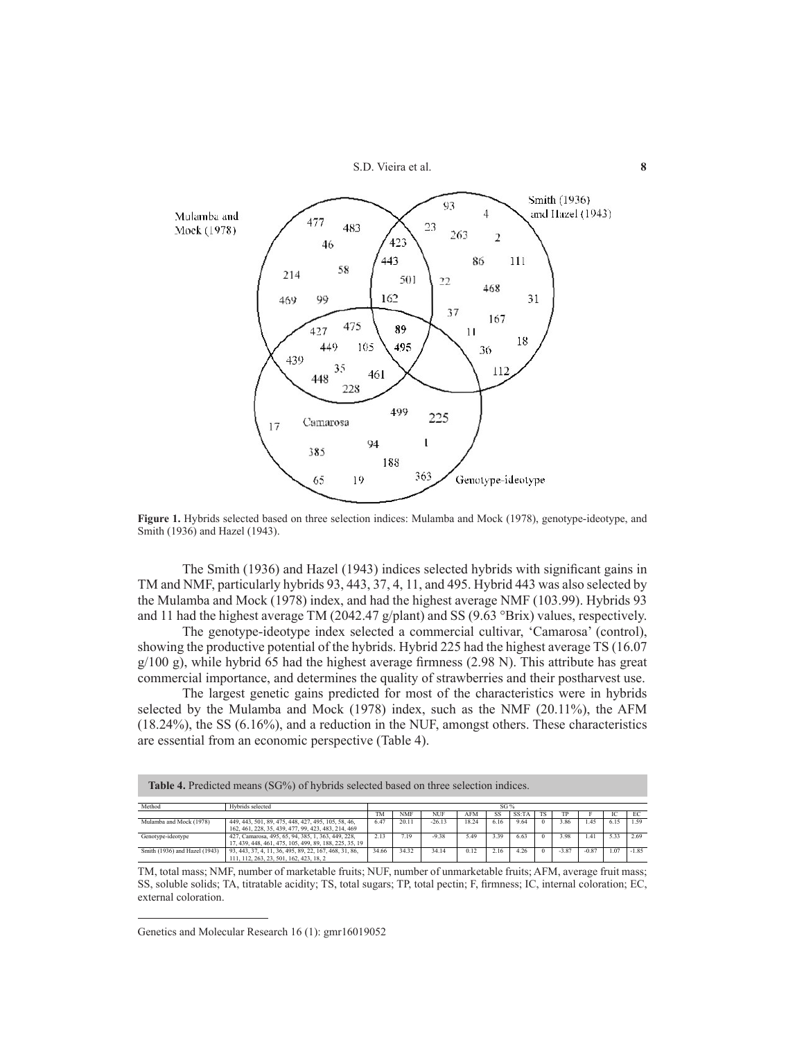**Figure 1.** Hybrids selected based on three selection indices: Mulamba and Mock (1978), genotype-ideotype, and Smith (1936) and Hazel (1943).

The Smith (1936) and Hazel (1943) indices selected hybrids with significant gains in TM and NMF, particularly hybrids 93, 443, 37, 4, 11, and 495. Hybrid 443 was also selected by the Mulamba and Mock (1978) index, and had the highest average NMF (103.99). Hybrids 93 and 11 had the highest average TM (2042.47 g/plant) and SS (9.63 °Brix) values, respectively.

The genotype-ideotype index selected a commercial cultivar, 'Camarosa' (control), showing the productive potential of the hybrids. Hybrid 225 had the highest average TS (16.07 g/100 g), while hybrid 65 had the highest average firmness (2.98 N). This attribute has great commercial importance, and determines the quality of strawberries and their postharvest use.

The largest genetic gains predicted for most of the characteristics were in hybrids selected by the Mulamba and Mock (1978) index, such as the NMF (20.11%), the AFM (18.24%), the SS (6.16%), and a reduction in the NUF, amongst others. These characteristics are essential from an economic perspective (Table 4).

**Table 4.** Predicted means (SG%) of hybrids selected based on three selection indices.

| Method | Hybrids selected | SG % | | | | | | | | | | |
|---|---|---|---|---|---|---|---|---|---|---|---|---|
| | | TM | NMF | NUF | AFM | SS | SS:TA | TS | TP | F | IC | EC |
| Mulamba and Mock (1978) | 449, 443, 501, 89, 475, 448, 427, 495, 105, 58, 46, 162, 461, 228, 35, 439, 477, 99, 423, 483, 214, 469 | 6.47 | 20.11 | -26.13 | 18.24 | 6.16 | 9.64 | 0 | 3.86 | 1.45 | 6.15 | 1.59 |
| Genotype-ideotype | 427, Camarosa, 495, 65, 94, 385, 1, 363, 449, 228, 17, 439, 448, 461, 475, 105, 499, 89, 188, 225, 35, 19 | 2.13 | 7.19 | -9.38 | 5.49 | 3.39 | 6.63 | 0 | 3.98 | 1.41 | 5.33 | 2.69 |
| Smith (1936) and Hazel (1943) | 93, 443, 37, 4, 11, 36, 495, 89, 22, 167, 468, 31, 86, 111, 112, 263, 23, 501, 162, 423, 18, 2 | 34.66 | 34.32 | 34.14 | 0.12 | 2.16 | 4.26 | 0 | -3.87 | -0.87 | 1.07 | -1.85 |

TM, total mass; NMF, number of marketable fruits; NUF, number of unmarketable fruits; AFM, average fruit mass; SS, soluble solids; TA, titratable acidity; TS, total sugars; TP, total pectin; F, firmness; IC, internal coloration; EC, external coloration.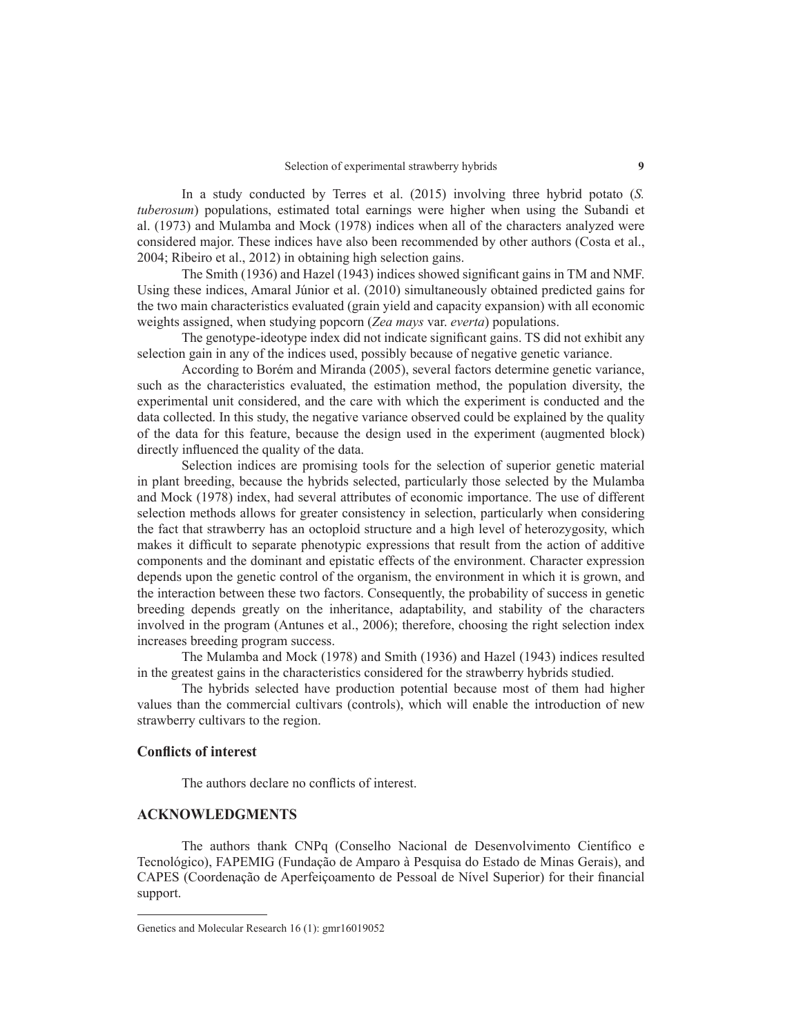In a study conducted by Terres et al. (2015) involving three hybrid potato (*S. tuberosum*) populations, estimated total earnings were higher when using the Subandi et al. (1973) and Mulamba and Mock (1978) indices when all of the characters analyzed were considered major. These indices have also been recommended by other authors (Costa et al., 2004; Ribeiro et al., 2012) in obtaining high selection gains.

The Smith (1936) and Hazel (1943) indices showed significant gains in TM and NMF. Using these indices, Amaral Júnior et al. (2010) simultaneously obtained predicted gains for the two main characteristics evaluated (grain yield and capacity expansion) with all economic weights assigned, when studying popcorn (*Zea mays* var. *everta*) populations.

The genotype-ideotype index did not indicate significant gains. TS did not exhibit any selection gain in any of the indices used, possibly because of negative genetic variance.

According to Borém and Miranda (2005), several factors determine genetic variance, such as the characteristics evaluated, the estimation method, the population diversity, the experimental unit considered, and the care with which the experiment is conducted and the data collected. In this study, the negative variance observed could be explained by the quality of the data for this feature, because the design used in the experiment (augmented block) directly influenced the quality of the data.

Selection indices are promising tools for the selection of superior genetic material in plant breeding, because the hybrids selected, particularly those selected by the Mulamba and Mock (1978) index, had several attributes of economic importance. The use of different selection methods allows for greater consistency in selection, particularly when considering the fact that strawberry has an octoploid structure and a high level of heterozygosity, which makes it difficult to separate phenotypic expressions that result from the action of additive components and the dominant and epistatic effects of the environment. Character expression depends upon the genetic control of the organism, the environment in which it is grown, and the interaction between these two factors. Consequently, the probability of success in genetic breeding depends greatly on the inheritance, adaptability, and stability of the characters involved in the program (Antunes et al., 2006); therefore, choosing the right selection index increases breeding program success.

The Mulamba and Mock (1978) and Smith (1936) and Hazel (1943) indices resulted in the greatest gains in the characteristics considered for the strawberry hybrids studied.

The hybrids selected have production potential because most of them had higher values than the commercial cultivars (controls), which will enable the introduction of new strawberry cultivars to the region.

### Conflicts of interest

The authors declare no conflicts of interest.

## ACKNOWLEDGMENTS

The authors thank CNPq (Conselho Nacional de Desenvolvimento Científico e Tecnológico), FAPEMIG (Fundação de Amparo à Pesquisa do Estado de Minas Gerais), and CAPES (Coordenação de Aperfeiçoamento de Pessoal de Nível Superior) for their financial support.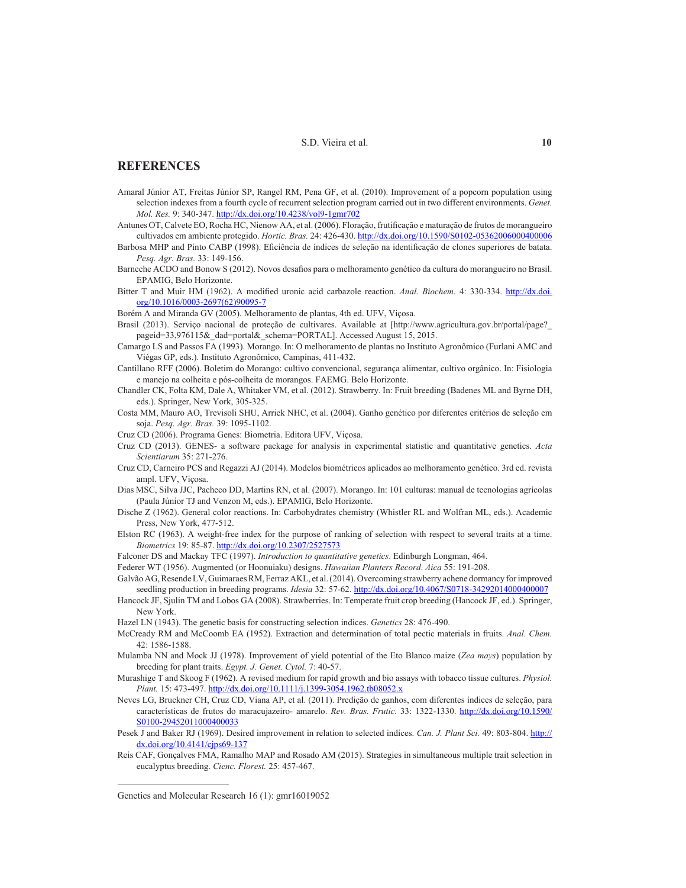## REFERENCES

Amaral Júnior AT, Freitas Júnior SP, Rangel RM, Pena GF, et al. (2010). Improvement of a popcorn population using selection indexes from a fourth cycle of recurrent selection program carried out in two different environments. *Genet. Mol. Res.* 9: 340-347. http://dx.doi.org/10.4238/vol9-1gmr702

Antunes OT, Calvete EO, Rocha HC, Nienow AA, et al. (2006). Floração, frutificação e maturação de frutos de morangueiro cultivados em ambiente protegido. *Hortic. Bras.* 24: 426-430. http://dx.doi.org/10.1590/S0102-05362006000400006

Barbosa MHP and Pinto CABP (1998). Eficiência de índices de seleção na identificação de clones superiores de batata. *Pesq. Agr. Bras.* 33: 149-156.

Barneche ACDO and Bonow S (2012). Novos desafios para o melhoramento genético da cultura do morangueiro no Brasil. EPAMIG, Belo Horizonte.

Bitter T and Muir HM (1962). A modified uronic acid carbazole reaction. *Anal. Biochem.* 4: 330-334. http://dx.doi.org/10.1016/0003-2697(62)90095-7

Borém A and Miranda GV (2005). Melhoramento de plantas, 4th ed. UFV, Viçosa.

Brasil (2013). Serviço nacional de proteção de cultivares. Available at [http://www.agricultura.gov.br/portal/page?_pageid=33,976115&_dad=portal&_schema=PORTAL]. Accessed August 15, 2015.

Camargo LS and Passos FA (1993). Morango. In: O melhoramento de plantas no Instituto Agronômico (Furlani AMC and Viégas GP, eds.). Instituto Agronômico, Campinas, 411-432.

Cantillano RFF (2006). Boletim do Morango: cultivo convencional, segurança alimentar, cultivo orgânico. In: Fisiologia e manejo na colheita e pós-colheita de morangos. FAEMG. Belo Horizonte.

Chandler CK, Folta KM, Dale A, Whitaker VM, et al. (2012). Strawberry. In: Fruit breeding (Badenes ML and Byrne DH, eds.). Springer, New York, 305-325.

Costa MM, Mauro AO, Trevisoli SHU, Arriek NHC, et al. (2004). Ganho genético por diferentes critérios de seleção em soja. *Pesq. Agr. Bras.* 39: 1095-1102.

Cruz CD (2006). Programa Genes: Biometria. Editora UFV, Viçosa.

Cruz CD (2013). GENES- a software package for analysis in experimental statistic and quantitative genetics. *Acta Scientiarum* 35: 271-276.

Cruz CD, Carneiro PCS and Regazzi AJ (2014). Modelos biométricos aplicados ao melhoramento genético. 3rd ed. revista ampl. UFV, Viçosa.

Dias MSC, Silva JJC, Pacheco DD, Martins RN, et al. (2007). Morango. In: 101 culturas: manual de tecnologias agrícolas (Paula Júnior TJ and Venzon M, eds.). EPAMIG, Belo Horizonte.

Dische Z (1962). General color reactions. In: Carbohydrates chemistry (Whistler RL and Wolfran ML, eds.). Academic Press, New York, 477-512.

Elston RC (1963). A weight-free index for the purpose of ranking of selection with respect to several traits at a time. *Biometrics* 19: 85-87. http://dx.doi.org/10.2307/2527573

Falconer DS and Mackay TFC (1997). *Introduction to quantitative genetics*. Edinburgh Longman, 464.

Federer WT (1956). Augmented (or Hoonuiaku) designs. *Hawaiian Planters Record*. *Aica* 55: 191-208.

Galvão AG, Resende LV, Guimaraes RM, Ferraz AKL, et al. (2014). Overcoming strawberry achene dormancy for improved seedling production in breeding programs. *Idesia* 32: 57-62. http://dx.doi.org/10.4067/S0718-34292014000400007

Hancock JF, Sjulin TM and Lobos GA (2008). Strawberries. In: Temperate fruit crop breeding (Hancock JF, ed.). Springer, New York.

Hazel LN (1943). The genetic basis for constructing selection indices. *Genetics* 28: 476-490.

McCready RM and McCoomb EA (1952). Extraction and determination of total pectic materials in fruits. *Anal. Chem.* 42: 1586-1588.

Mulamba NN and Mock JJ (1978). Improvement of yield potential of the Eto Blanco maize (*Zea mays*) population by breeding for plant traits. *Egypt. J. Genet. Cytol.* 7: 40-57.

Murashige T and Skoog F (1962). A revised medium for rapid growth and bio assays with tobacco tissue cultures. *Physiol. Plant.* 15: 473-497. http://dx.doi.org/10.1111/j.1399-3054.1962.tb08052.x

Neves LG, Bruckner CH, Cruz CD, Viana AP, et al. (2011). Predição de ganhos, com diferentes índices de seleção, para características de frutos do maracujazeiro- amarelo. *Rev. Bras. Frutic.* 33: 1322-1330. http://dx.doi.org/10.1590/S0100-29452011000400033

Pesek J and Baker RJ (1969). Desired improvement in relation to selected indices. *Can. J. Plant Sci.* 49: 803-804. http://dx.doi.org/10.4141/cjps69-137

Reis CAF, Gonçalves FMA, Ramalho MAP and Rosado AM (2015). Strategies in simultaneous multiple trait selection in eucalyptus breeding. *Cienc. Florest.* 25: 457-467.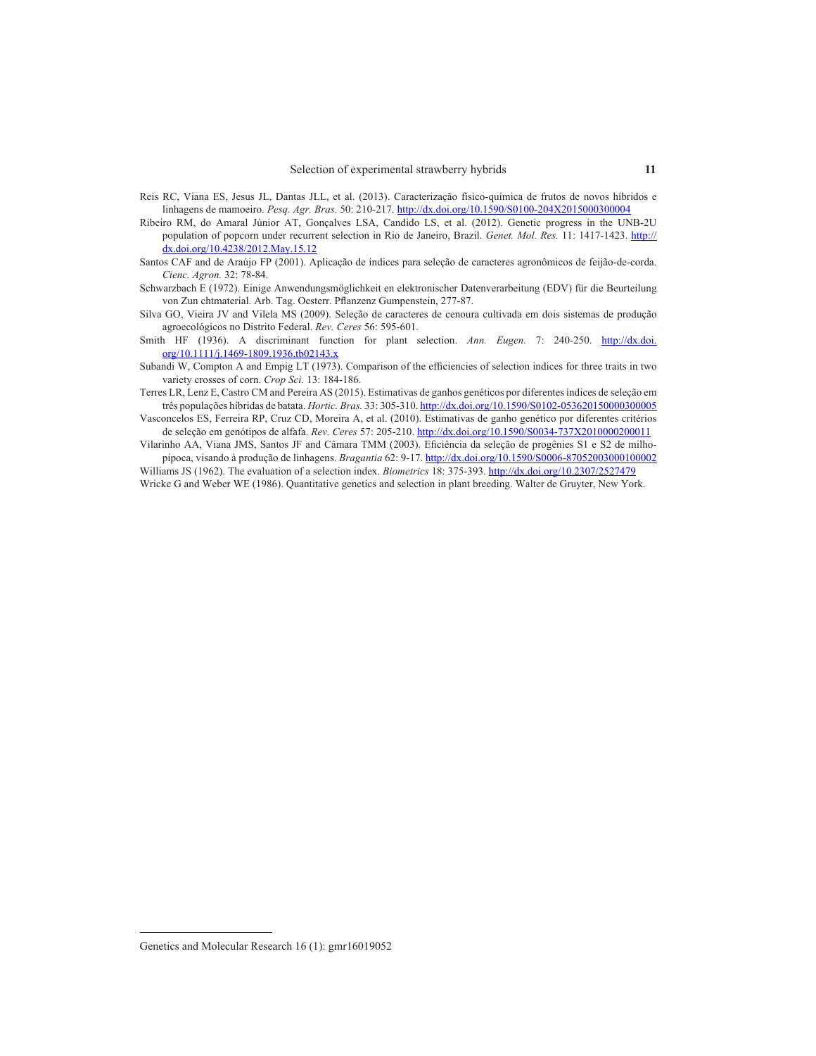Reis RC, Viana ES, Jesus JL, Dantas JLL, et al. (2013). Caracterização físico-química de frutos de novos híbridos e linhagens de mamoeiro. *Pesq. Agr. Bras.* 50: 210-217. http://dx.doi.org/10.1590/S0100-204X2015000300004

Ribeiro RM, do Amaral Júnior AT, Gonçalves LSA, Candido LS, et al. (2012). Genetic progress in the UNB-2U population of popcorn under recurrent selection in Rio de Janeiro, Brazil. *Genet. Mol. Res.* 11: 1417-1423. http://dx.doi.org/10.4238/2012.May.15.12

Santos CAF and de Araújo FP (2001). Aplicação de índices para seleção de caracteres agronômicos de feijão-de-corda. *Cienc. Agron.* 32: 78-84.

Schwarzbach E (1972). Einige Anwendungsmöglichkeit en elektronischer Datenverarbeitung (EDV) für die Beurteilung von Zun chtmaterial. Arb. Tag. Oesterr. Pflanzenz Gumpenstein, 277-87.

Silva GO, Vieira JV and Vilela MS (2009). Seleção de caracteres de cenoura cultivada em dois sistemas de produção agroecológicos no Distrito Federal. *Rev. Ceres* 56: 595-601.

Smith HF (1936). A discriminant function for plant selection. *Ann. Eugen.* 7: 240-250. http://dx.doi.org/10.1111/j.1469-1809.1936.tb02143.x

Subandi W, Compton A and Empig LT (1973). Comparison of the efficiencies of selection indices for three traits in two variety crosses of corn. *Crop Sci.* 13: 184-186.

Terres LR, Lenz E, Castro CM and Pereira AS (2015). Estimativas de ganhos genéticos por diferentes índices de seleção em três populações híbridas de batata. *Hortic. Bras.* 33: 305-310. http://dx.doi.org/10.1590/S0102-053620150000300005

Vasconcelos ES, Ferreira RP, Cruz CD, Moreira A, et al. (2010). Estimativas de ganho genético por diferentes critérios de seleção em genótipos de alfafa. *Rev. Ceres* 57: 205-210. http://dx.doi.org/10.1590/S0034-737X2010000200011

Vilarinho AA, Viana JMS, Santos JF and Câmara TMM (2003). Eficiência da seleção de progênies S1 e S2 de milho-pipoca, visando à produção de linhagens. *Bragantia* 62: 9-17. http://dx.doi.org/10.1590/S0006-87052003000100002

Williams JS (1962). The evaluation of a selection index. *Biometrics* 18: 375-393. http://dx.doi.org/10.2307/2527479

Wricke G and Weber WE (1986). Quantitative genetics and selection in plant breeding. Walter de Gruyter, New York.